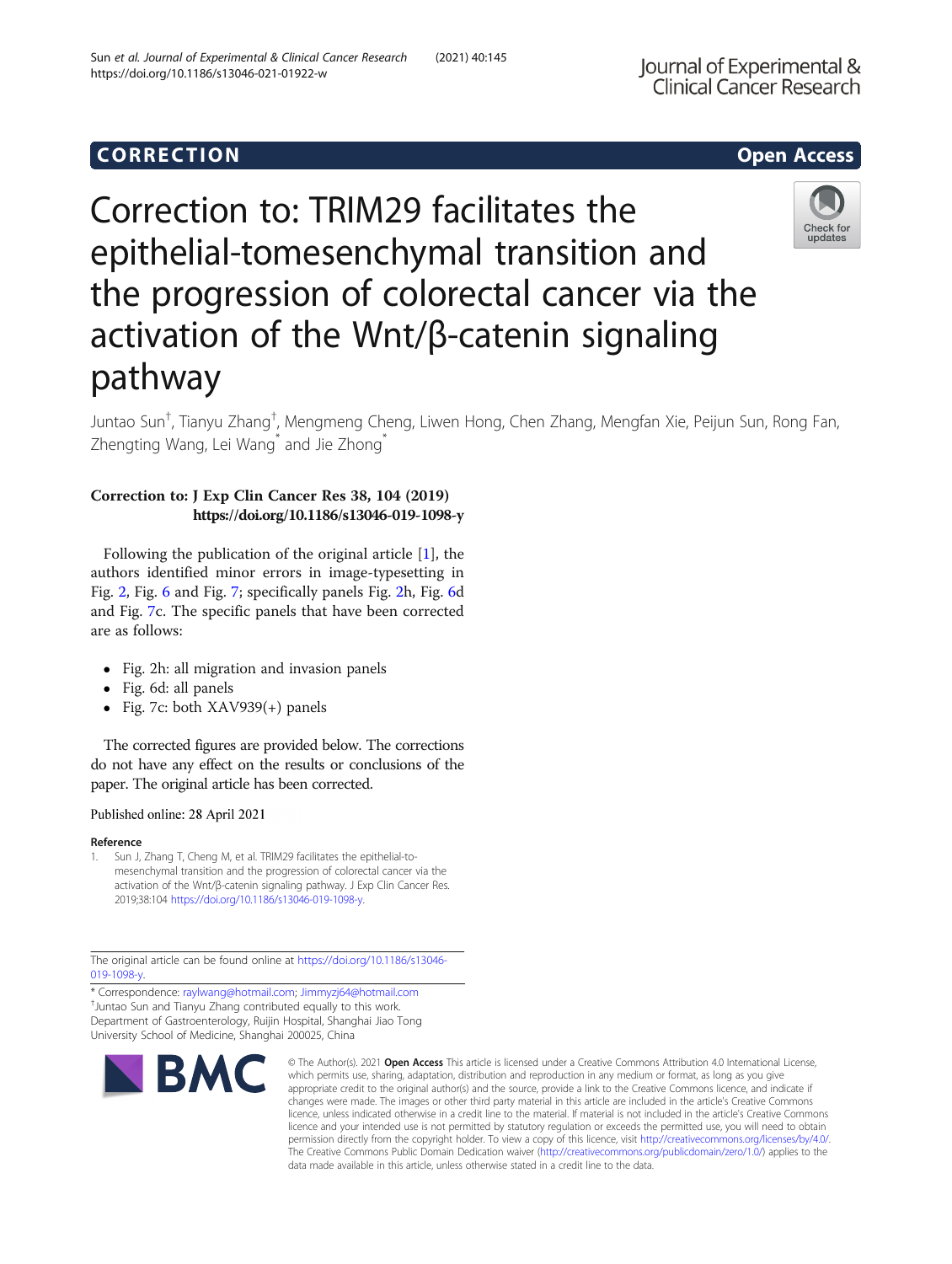**CORRECTION** **Open Access**

# Correction to: TRIM29 facilitates the epithelial-tomesenchymal transition and the progression of colorectal cancer via the activation of the Wnt/β-catenin signaling pathway

Juntao Sun†, Tianyu Zhang†, Mengmeng Cheng, Liwen Hong, Chen Zhang, Mengfan Xie, Peijun Sun, Rong Fan, Zhengting Wang, Lei Wang* and Jie Zhong*

**Correction to: J Exp Clin Cancer Res 38, 104 (2019)**
**https://doi.org/10.1186/s13046-019-1098-y**

Following the publication of the original article [1], the authors identified minor errors in image-typesetting in Fig. 2, Fig. 6 and Fig. 7; specifically panels Fig. 2h, Fig. 6d and Fig. 7c. The specific panels that have been corrected are as follows:

- Fig. 2h: all migration and invasion panels
- Fig. 6d: all panels
- Fig. 7c: both XAV939(+) panels

The corrected figures are provided below. The corrections do not have any effect on the results or conclusions of the paper. The original article has been corrected.

Published online: 28 April 2021

### Reference

1. Sun J, Zhang T, Cheng M, et al. TRIM29 facilitates the epithelial-to-mesenchymal transition and the progression of colorectal cancer via the activation of the Wnt/β-catenin signaling pathway. J Exp Clin Cancer Res. 2019;38:104 https://doi.org/10.1186/s13046-019-1098-y.

The original article can be found online at https://doi.org/10.1186/s13046-019-1098-y.

* Correspondence: raylwang@hotmail.com; Jimmyzj64@hotmail.com
†Juntao Sun and Tianyu Zhang contributed equally to this work.
Department of Gastroenterology, Ruijin Hospital, Shanghai Jiao Tong University School of Medicine, Shanghai 200025, China

© The Author(s). 2021 **Open Access** This article is licensed under a Creative Commons Attribution 4.0 International License, which permits use, sharing, adaptation, distribution and reproduction in any medium or format, as long as you give appropriate credit to the original author(s) and the source, provide a link to the Creative Commons licence, and indicate if changes were made. The images or other third party material in this article are included in the article's Creative Commons licence, unless indicated otherwise in a credit line to the material. If material is not included in the article's Creative Commons licence and your intended use is not permitted by statutory regulation or exceeds the permitted use, you will need to obtain permission directly from the copyright holder. To view a copy of this licence, visit http://creativecommons.org/licenses/by/4.0/. The Creative Commons Public Domain Dedication waiver (http://creativecommons.org/publicdomain/zero/1.0/) applies to the data made available in this article, unless otherwise stated in a credit line to the data.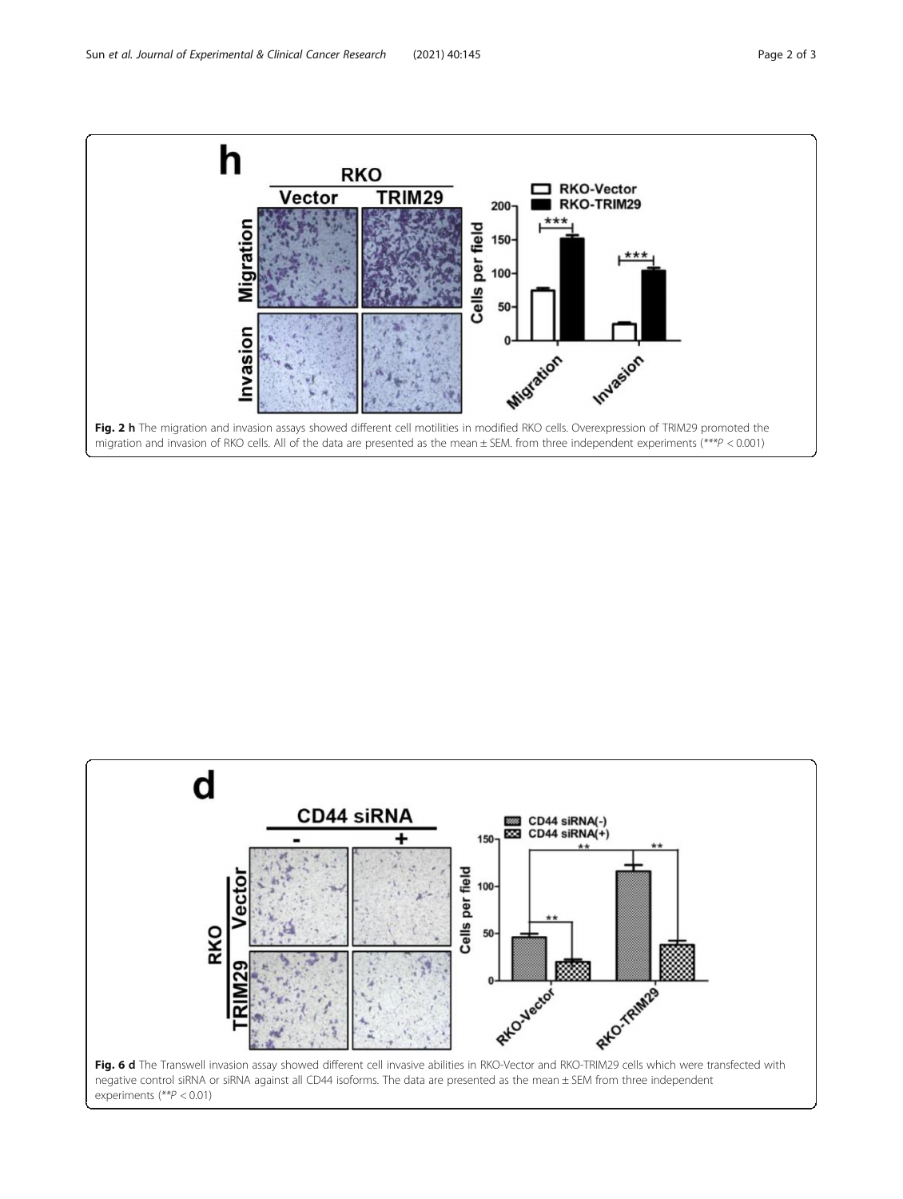**Fig. 2 h** The migration and invasion assays showed different cell motilities in modified RKO cells. Overexpression of TRIM29 promoted the migration and invasion of RKO cells. All of the data are presented as the mean ± SEM. from three independent experiments (***$P < 0.001$)

**Fig. 6 d** The Transwell invasion assay showed different cell invasive abilities in RKO-Vector and RKO-TRIM29 cells which were transfected with negative control siRNA or siRNA against all CD44 isoforms. The data are presented as the mean ± SEM from three independent experiments (**$P < 0.01$)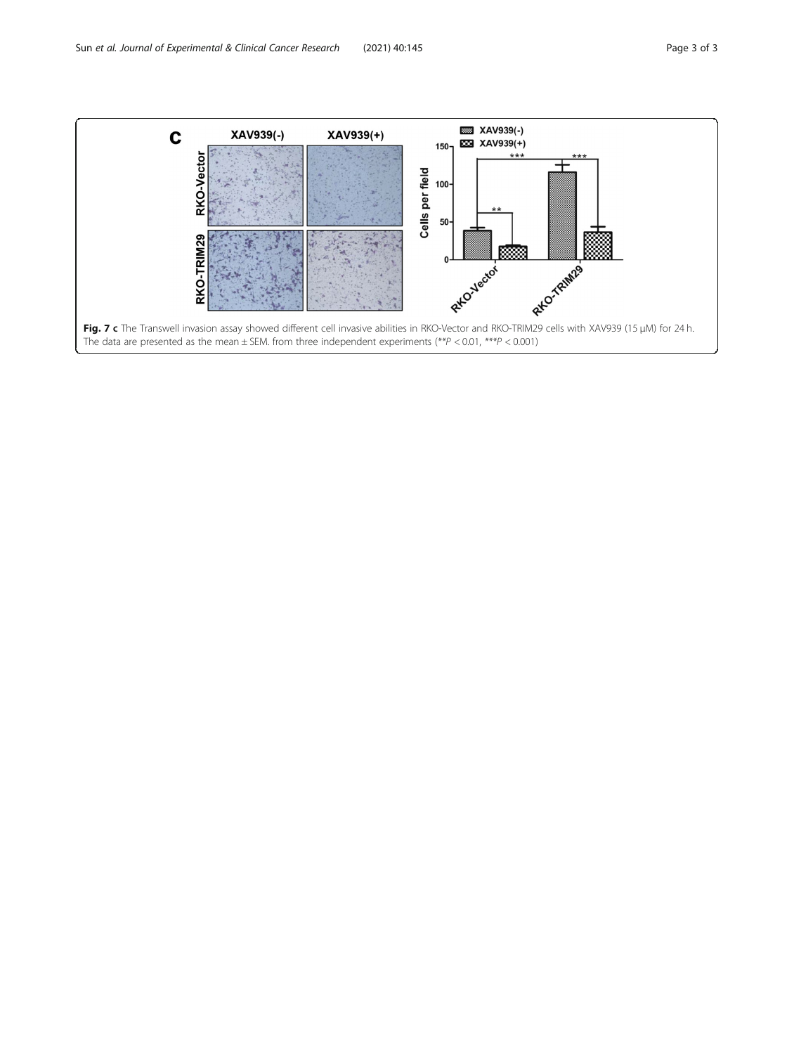c

XAV939(-)

XAV939(+)

RKO-Vector

RKO-TRIM29

XAV939(-)

XAV939(+)

Cells per field

150

100

50

0

***

***

**

RKO-Vector

RKO-TRIM29

**Fig. 7 c** The Transwell invasion assay showed different cell invasive abilities in RKO-Vector and RKO-TRIM29 cells with XAV939 (15 μM) for 24 h. The data are presented as the mean ± SEM. from three independent experiments (**$P < 0.01$, ***$P < 0.001$)